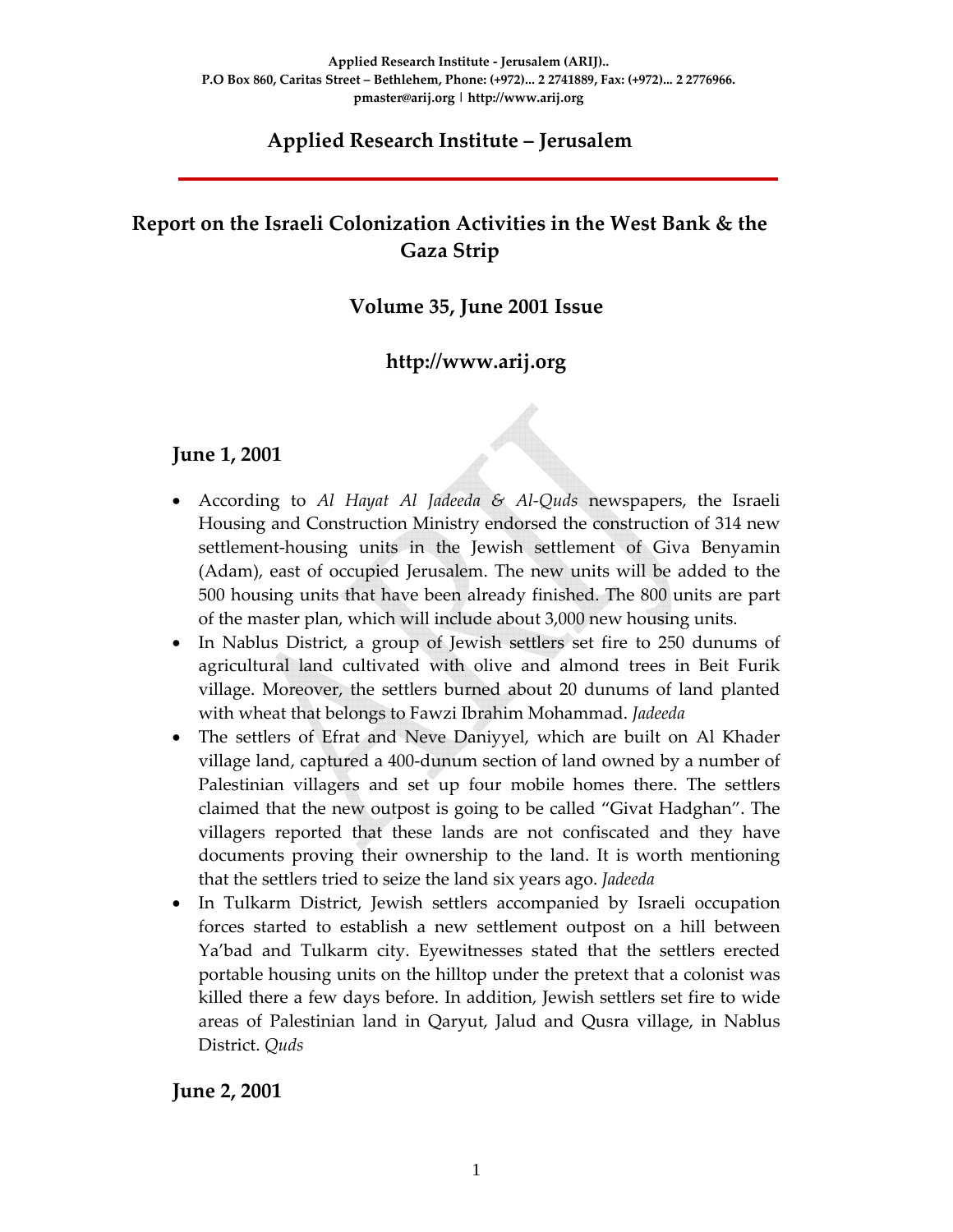Applied Research Institute - Jerusalem (ARIJ)..
P.O Box 860, Caritas Street – Bethlehem, Phone: (+972)... 2 2741889, Fax: (+972)... 2 2776966.
pmaster@arij.org | http://www.arij.org

# Applied Research Institute – Jerusalem

## Report on the Israeli Colonization Activities in the West Bank & the Gaza Strip

## Volume 35, June 2001 Issue

## http://www.arij.org

### June 1, 2001

- According to *Al Hayat Al Jadeeda & Al-Quds* newspapers, the Israeli Housing and Construction Ministry endorsed the construction of 314 new settlement-housing units in the Jewish settlement of Giva Benyamin (Adam), east of occupied Jerusalem. The new units will be added to the 500 housing units that have been already finished. The 800 units are part of the master plan, which will include about 3,000 new housing units.
- In Nablus District, a group of Jewish settlers set fire to 250 dunums of agricultural land cultivated with olive and almond trees in Beit Furik village. Moreover, the settlers burned about 20 dunums of land planted with wheat that belongs to Fawzi Ibrahim Mohammad. *Jadeeda*
- The settlers of Efrat and Neve Daniyyel, which are built on Al Khader village land, captured a 400-dunum section of land owned by a number of Palestinian villagers and set up four mobile homes there. The settlers claimed that the new outpost is going to be called "Givat Hadghan". The villagers reported that these lands are not confiscated and they have documents proving their ownership to the land. It is worth mentioning that the settlers tried to seize the land six years ago. *Jadeeda*
- In Tulkarm District, Jewish settlers accompanied by Israeli occupation forces started to establish a new settlement outpost on a hill between Ya'bad and Tulkarm city. Eyewitnesses stated that the settlers erected portable housing units on the hilltop under the pretext that a colonist was killed there a few days before. In addition, Jewish settlers set fire to wide areas of Palestinian land in Qaryut, Jalud and Qusra village, in Nablus District. *Quds*

### June 2, 2001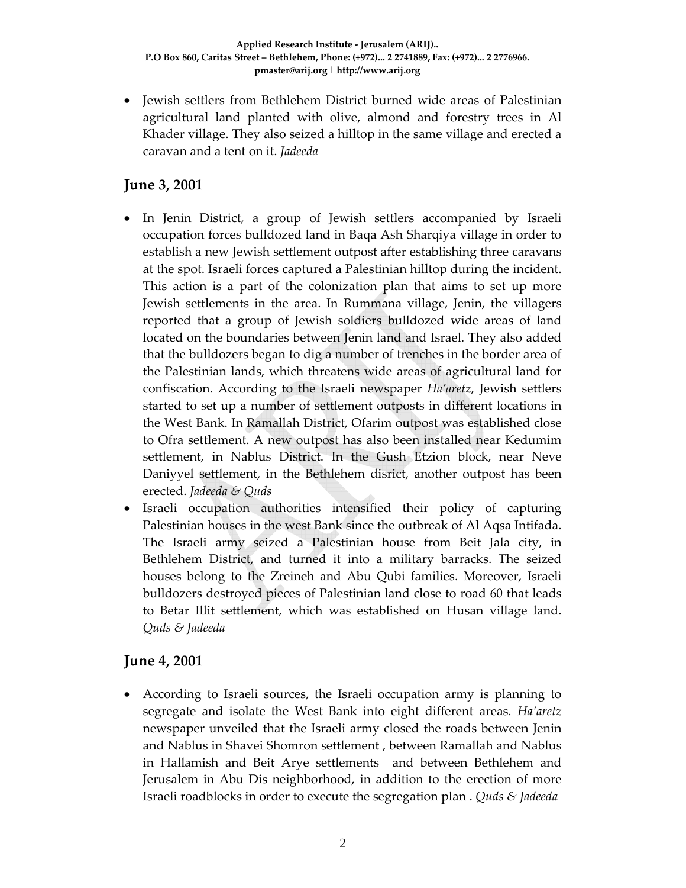- Jewish settlers from Bethlehem District burned wide areas of Palestinian agricultural land planted with olive, almond and forestry trees in Al Khader village. They also seized a hilltop in the same village and erected a caravan and a tent on it. *Jadeeda*

## June 3, 2001

- In Jenin District, a group of Jewish settlers accompanied by Israeli occupation forces bulldozed land in Baqa Ash Sharqiya village in order to establish a new Jewish settlement outpost after establishing three caravans at the spot. Israeli forces captured a Palestinian hilltop during the incident. This action is a part of the colonization plan that aims to set up more Jewish settlements in the area. In Rummana village, Jenin, the villagers reported that a group of Jewish soldiers bulldozed wide areas of land located on the boundaries between Jenin land and Israel. They also added that the bulldozers began to dig a number of trenches in the border area of the Palestinian lands, which threatens wide areas of agricultural land for confiscation. According to the Israeli newspaper *Ha'aretz*, Jewish settlers started to set up a number of settlement outposts in different locations in the West Bank. In Ramallah District, Ofarim outpost was established close to Ofra settlement. A new outpost has also been installed near Kedumim settlement, in Nablus District. In the Gush Etzion block, near Neve Daniyyel settlement, in the Bethlehem disrict, another outpost has been erected. *Jadeeda & Quds*
- Israeli occupation authorities intensified their policy of capturing Palestinian houses in the west Bank since the outbreak of Al Aqsa Intifada. The Israeli army seized a Palestinian house from Beit Jala city, in Bethlehem District, and turned it into a military barracks. The seized houses belong to the Zreineh and Abu Qubi families. Moreover, Israeli bulldozers destroyed pieces of Palestinian land close to road 60 that leads to Betar Illit settlement, which was established on Husan village land. *Quds & Jadeeda*

## June 4, 2001

- According to Israeli sources, the Israeli occupation army is planning to segregate and isolate the West Bank into eight different areas. *Ha'aretz* newspaper unveiled that the Israeli army closed the roads between Jenin and Nablus in Shavei Shomron settlement , between Ramallah and Nablus in Hallamish and Beit Arye settlements and between Bethlehem and Jerusalem in Abu Dis neighborhood, in addition to the erection of more Israeli roadblocks in order to execute the segregation plan . *Quds & Jadeeda*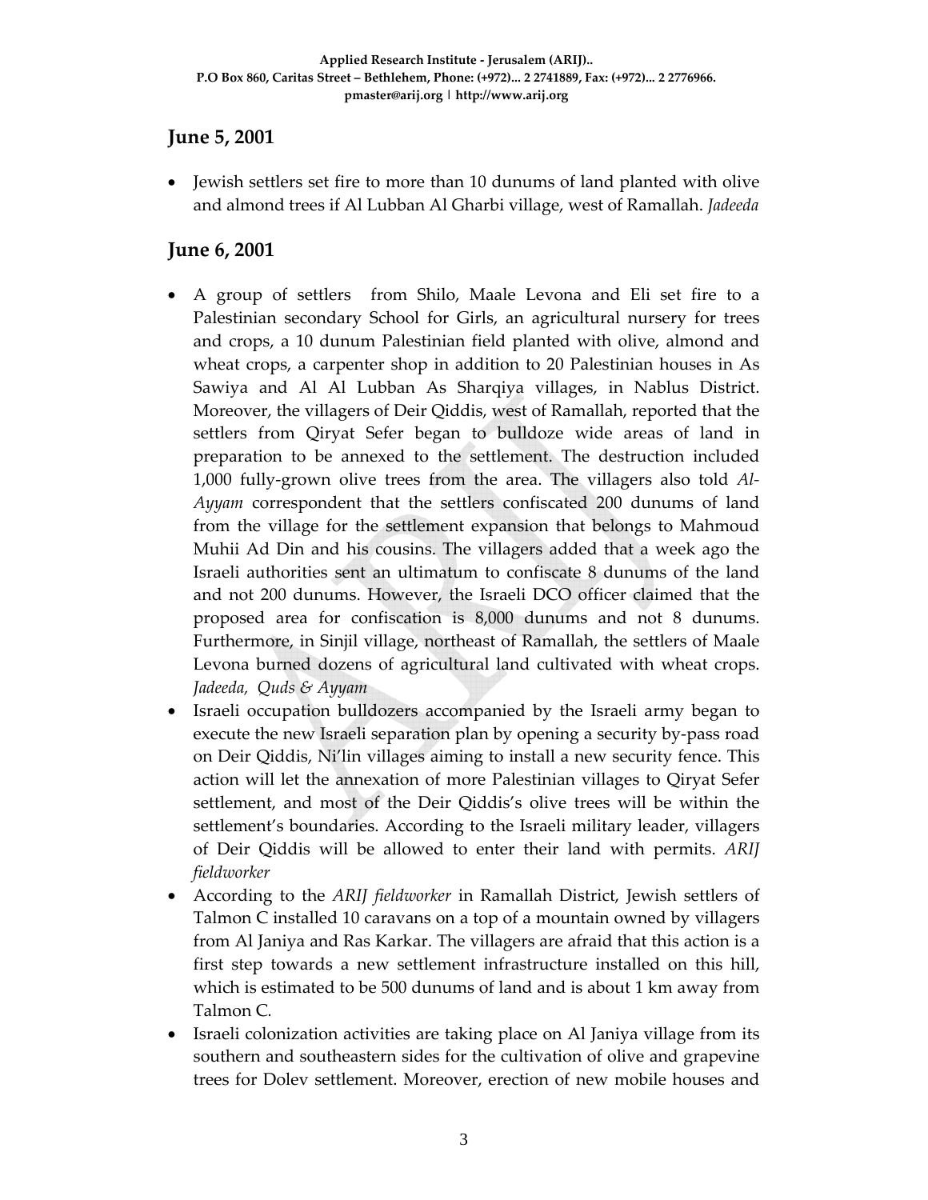## June 5, 2001

- Jewish settlers set fire to more than 10 dunums of land planted with olive and almond trees if Al Lubban Al Gharbi village, west of Ramallah. *Jadeeda*

## June 6, 2001

- A group of settlers from Shilo, Maale Levona and Eli set fire to a Palestinian secondary School for Girls, an agricultural nursery for trees and crops, a 10 dunum Palestinian field planted with olive, almond and wheat crops, a carpenter shop in addition to 20 Palestinian houses in As Sawiya and Al Al Lubban As Sharqiya villages, in Nablus District. Moreover, the villagers of Deir Qiddis, west of Ramallah, reported that the settlers from Qiryat Sefer began to bulldoze wide areas of land in preparation to be annexed to the settlement. The destruction included 1,000 fully-grown olive trees from the area. The villagers also told *Al-Ayyam* correspondent that the settlers confiscated 200 dunums of land from the village for the settlement expansion that belongs to Mahmoud Muhii Ad Din and his cousins. The villagers added that a week ago the Israeli authorities sent an ultimatum to confiscate 8 dunums of the land and not 200 dunums. However, the Israeli DCO officer claimed that the proposed area for confiscation is 8,000 dunums and not 8 dunums. Furthermore, in Sinjil village, northeast of Ramallah, the settlers of Maale Levona burned dozens of agricultural land cultivated with wheat crops. *Jadeeda, Quds & Ayyam*
- Israeli occupation bulldozers accompanied by the Israeli army began to execute the new Israeli separation plan by opening a security by-pass road on Deir Qiddis, Ni'lin villages aiming to install a new security fence. This action will let the annexation of more Palestinian villages to Qiryat Sefer settlement, and most of the Deir Qiddis's olive trees will be within the settlement's boundaries. According to the Israeli military leader, villagers of Deir Qiddis will be allowed to enter their land with permits. *ARIJ fieldworker*
- According to the *ARIJ fieldworker* in Ramallah District, Jewish settlers of Talmon C installed 10 caravans on a top of a mountain owned by villagers from Al Janiya and Ras Karkar. The villagers are afraid that this action is a first step towards a new settlement infrastructure installed on this hill, which is estimated to be 500 dunums of land and is about 1 km away from Talmon C.
- Israeli colonization activities are taking place on Al Janiya village from its southern and southeastern sides for the cultivation of olive and grapevine trees for Dolev settlement. Moreover, erection of new mobile houses and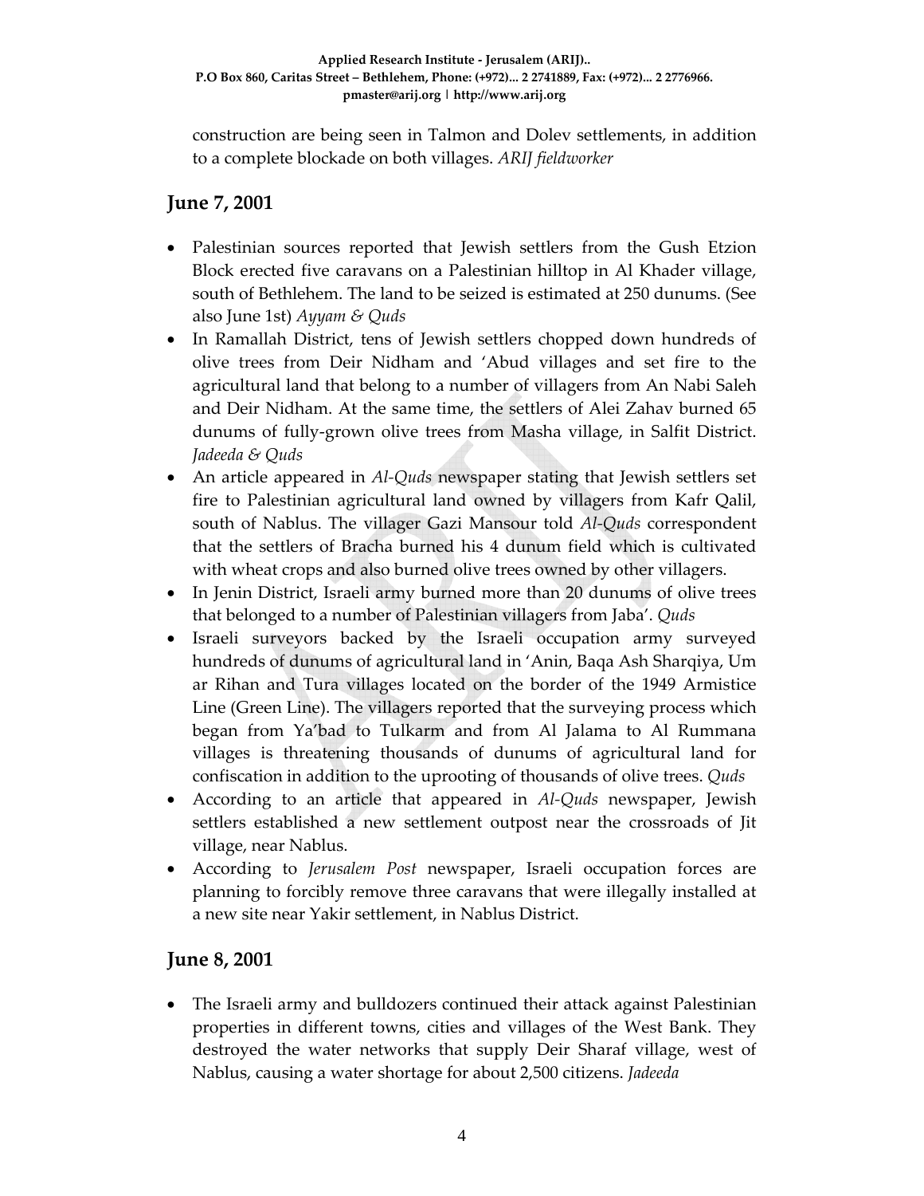construction are being seen in Talmon and Dolev settlements, in addition to a complete blockade on both villages. *ARIJ fieldworker*

## June 7, 2001

- Palestinian sources reported that Jewish settlers from the Gush Etzion Block erected five caravans on a Palestinian hilltop in Al Khader village, south of Bethlehem. The land to be seized is estimated at 250 dunums. (See also June 1st) *Ayyam & Quds*
- In Ramallah District, tens of Jewish settlers chopped down hundreds of olive trees from Deir Nidham and 'Abud villages and set fire to the agricultural land that belong to a number of villagers from An Nabi Saleh and Deir Nidham. At the same time, the settlers of Alei Zahav burned 65 dunums of fully-grown olive trees from Masha village, in Salfit District. *Jadeeda & Quds*
- An article appeared in *Al-Quds* newspaper stating that Jewish settlers set fire to Palestinian agricultural land owned by villagers from Kafr Qalil, south of Nablus. The villager Gazi Mansour told *Al-Quds* correspondent that the settlers of Bracha burned his 4 dunum field which is cultivated with wheat crops and also burned olive trees owned by other villagers.
- In Jenin District, Israeli army burned more than 20 dunums of olive trees that belonged to a number of Palestinian villagers from Jaba'. *Quds*
- Israeli surveyors backed by the Israeli occupation army surveyed hundreds of dunums of agricultural land in 'Anin, Baqa Ash Sharqiya, Um ar Rihan and Tura villages located on the border of the 1949 Armistice Line (Green Line). The villagers reported that the surveying process which began from Ya'bad to Tulkarm and from Al Jalama to Al Rummana villages is threatening thousands of dunums of agricultural land for confiscation in addition to the uprooting of thousands of olive trees. *Quds*
- According to an article that appeared in *Al-Quds* newspaper, Jewish settlers established a new settlement outpost near the crossroads of Jit village, near Nablus.
- According to *Jerusalem Post* newspaper, Israeli occupation forces are planning to forcibly remove three caravans that were illegally installed at a new site near Yakir settlement, in Nablus District.

## June 8, 2001

- The Israeli army and bulldozers continued their attack against Palestinian properties in different towns, cities and villages of the West Bank. They destroyed the water networks that supply Deir Sharaf village, west of Nablus, causing a water shortage for about 2,500 citizens. *Jadeeda*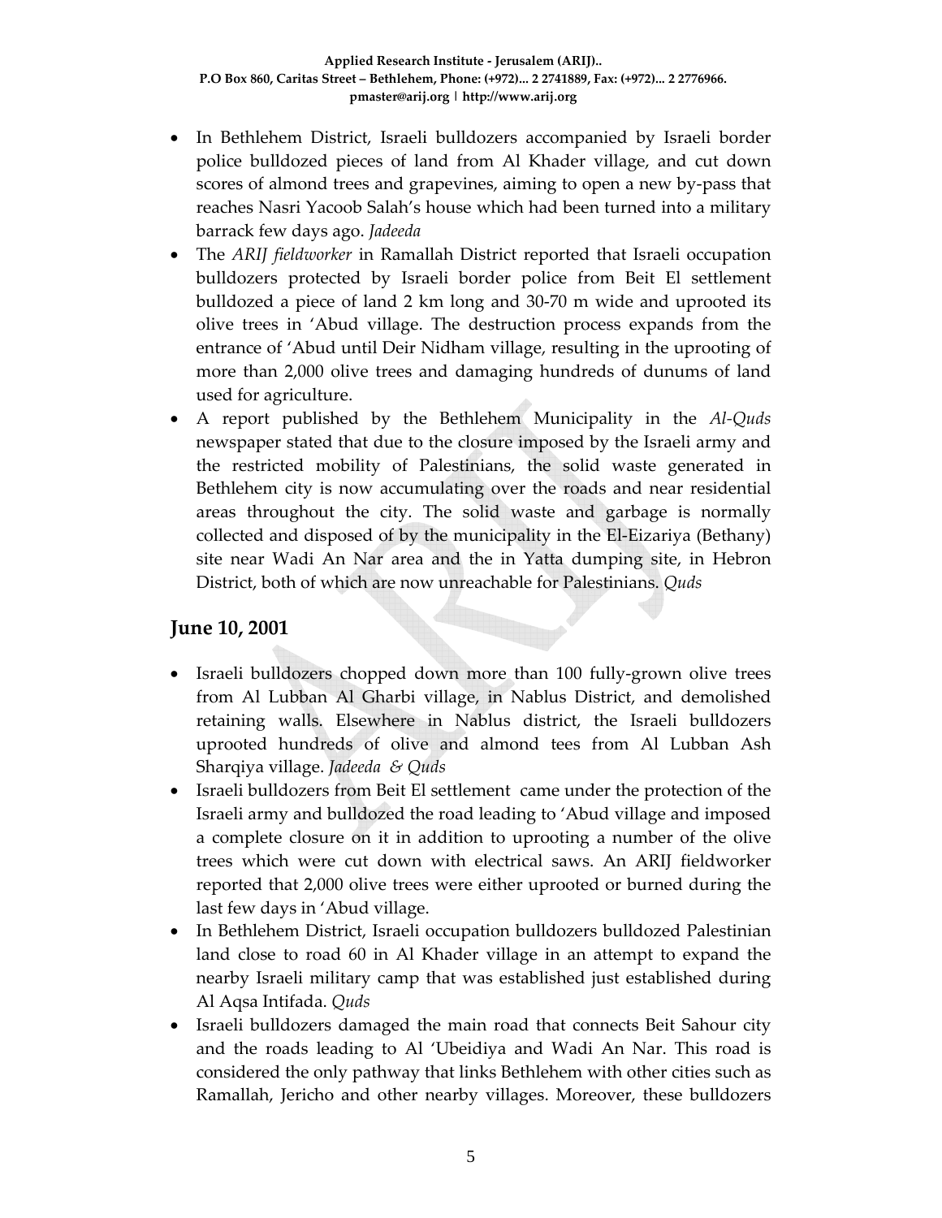- In Bethlehem District, Israeli bulldozers accompanied by Israeli border police bulldozed pieces of land from Al Khader village, and cut down scores of almond trees and grapevines, aiming to open a new by-pass that reaches Nasri Yacoob Salah's house which had been turned into a military barrack few days ago. *Jadeeda*
- The *ARIJ fieldworker* in Ramallah District reported that Israeli occupation bulldozers protected by Israeli border police from Beit El settlement bulldozed a piece of land 2 km long and 30-70 m wide and uprooted its olive trees in 'Abud village. The destruction process expands from the entrance of 'Abud until Deir Nidham village, resulting in the uprooting of more than 2,000 olive trees and damaging hundreds of dunums of land used for agriculture.
- A report published by the Bethlehem Municipality in the *Al-Quds* newspaper stated that due to the closure imposed by the Israeli army and the restricted mobility of Palestinians, the solid waste generated in Bethlehem city is now accumulating over the roads and near residential areas throughout the city. The solid waste and garbage is normally collected and disposed of by the municipality in the El-Eizariya (Bethany) site near Wadi An Nar area and the in Yatta dumping site, in Hebron District, both of which are now unreachable for Palestinians. *Quds*

## June 10, 2001

- Israeli bulldozers chopped down more than 100 fully-grown olive trees from Al Lubban Al Gharbi village, in Nablus District, and demolished retaining walls. Elsewhere in Nablus district, the Israeli bulldozers uprooted hundreds of olive and almond tees from Al Lubban Ash Sharqiya village. *Jadeeda & Quds*
- Israeli bulldozers from Beit El settlement came under the protection of the Israeli army and bulldozed the road leading to 'Abud village and imposed a complete closure on it in addition to uprooting a number of the olive trees which were cut down with electrical saws. An ARIJ fieldworker reported that 2,000 olive trees were either uprooted or burned during the last few days in 'Abud village.
- In Bethlehem District, Israeli occupation bulldozers bulldozed Palestinian land close to road 60 in Al Khader village in an attempt to expand the nearby Israeli military camp that was established just established during Al Aqsa Intifada. *Quds*
- Israeli bulldozers damaged the main road that connects Beit Sahour city and the roads leading to Al 'Ubeidiya and Wadi An Nar. This road is considered the only pathway that links Bethlehem with other cities such as Ramallah, Jericho and other nearby villages. Moreover, these bulldozers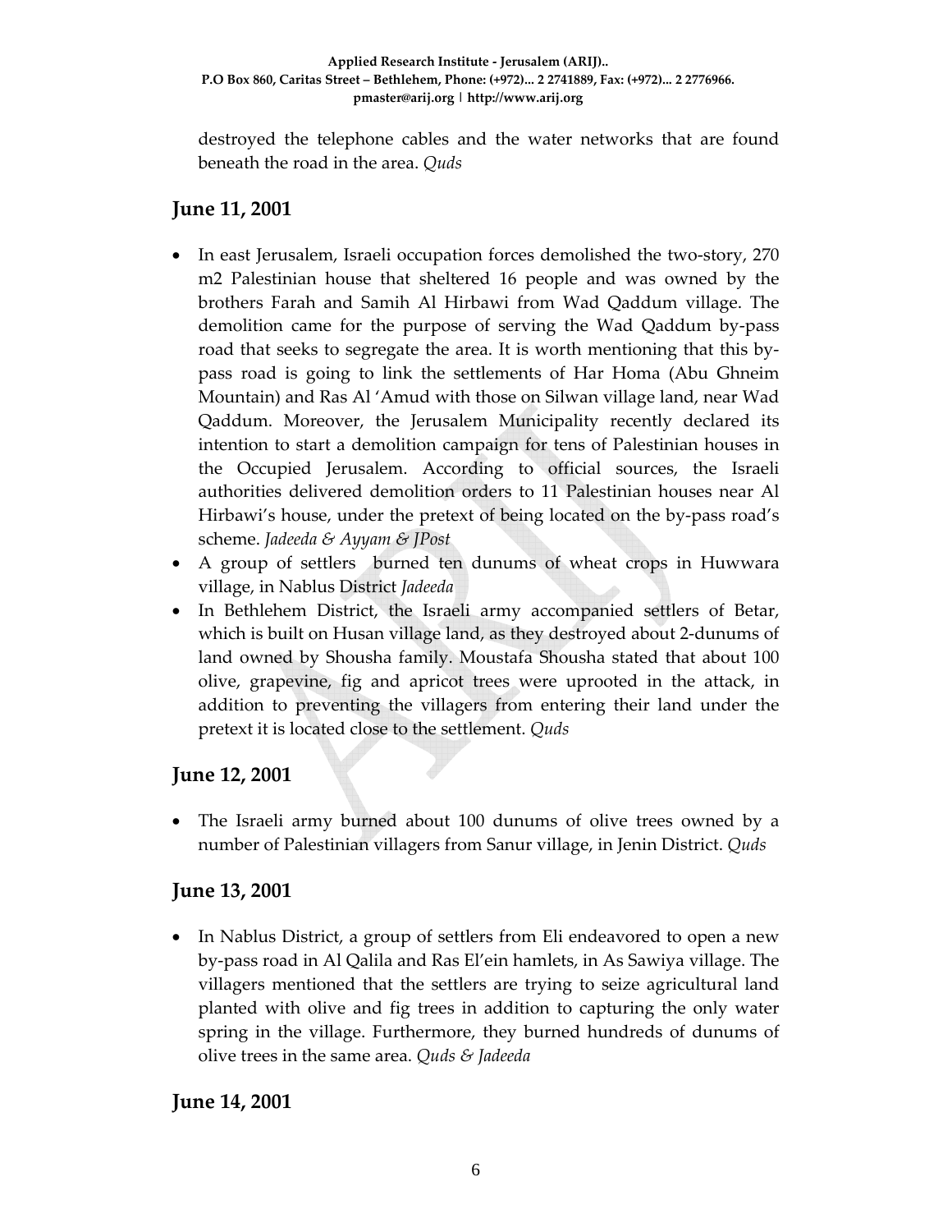destroyed the telephone cables and the water networks that are found beneath the road in the area. *Quds*

## June 11, 2001

- In east Jerusalem, Israeli occupation forces demolished the two-story, 270 m2 Palestinian house that sheltered 16 people and was owned by the brothers Farah and Samih Al Hirbawi from Wad Qaddum village. The demolition came for the purpose of serving the Wad Qaddum by-pass road that seeks to segregate the area. It is worth mentioning that this by-pass road is going to link the settlements of Har Homa (Abu Ghneim Mountain) and Ras Al 'Amud with those on Silwan village land, near Wad Qaddum. Moreover, the Jerusalem Municipality recently declared its intention to start a demolition campaign for tens of Palestinian houses in the Occupied Jerusalem. According to official sources, the Israeli authorities delivered demolition orders to 11 Palestinian houses near Al Hirbawi's house, under the pretext of being located on the by-pass road's scheme. *Jadeeda & Ayyam & JPost*
- A group of settlers burned ten dunums of wheat crops in Huwwara village, in Nablus District *Jadeeda*
- In Bethlehem District, the Israeli army accompanied settlers of Betar, which is built on Husan village land, as they destroyed about 2-dunums of land owned by Shousha family. Moustafa Shousha stated that about 100 olive, grapevine, fig and apricot trees were uprooted in the attack, in addition to preventing the villagers from entering their land under the pretext it is located close to the settlement. *Quds*

## June 12, 2001

- The Israeli army burned about 100 dunums of olive trees owned by a number of Palestinian villagers from Sanur village, in Jenin District. *Quds*

## June 13, 2001

- In Nablus District, a group of settlers from Eli endeavored to open a new by-pass road in Al Qalila and Ras El'ein hamlets, in As Sawiya village. The villagers mentioned that the settlers are trying to seize agricultural land planted with olive and fig trees in addition to capturing the only water spring in the village. Furthermore, they burned hundreds of dunums of olive trees in the same area. *Quds & Jadeeda*

## June 14, 2001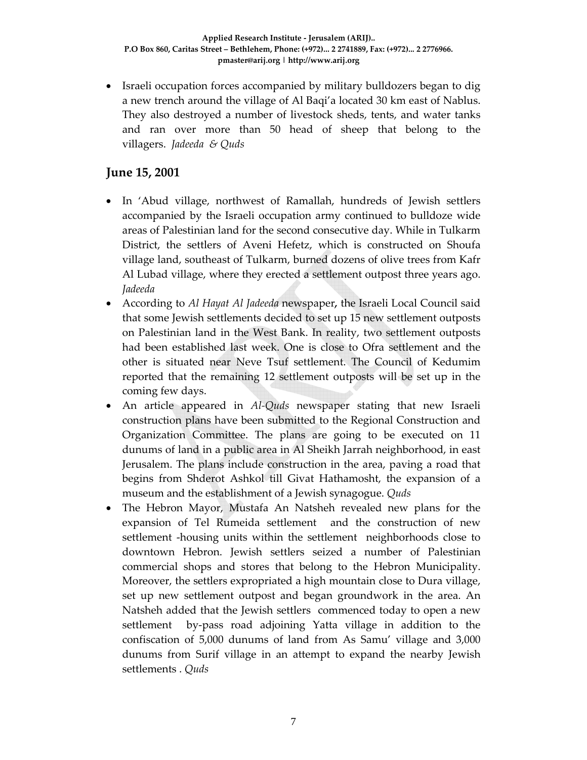- Israeli occupation forces accompanied by military bulldozers began to dig a new trench around the village of Al Baqi'a located 30 km east of Nablus. They also destroyed a number of livestock sheds, tents, and water tanks and ran over more than 50 head of sheep that belong to the villagers. *Jadeeda & Quds*

## June 15, 2001

- In 'Abud village, northwest of Ramallah, hundreds of Jewish settlers accompanied by the Israeli occupation army continued to bulldoze wide areas of Palestinian land for the second consecutive day. While in Tulkarm District, the settlers of Aveni Hefetz, which is constructed on Shoufa village land, southeast of Tulkarm, burned dozens of olive trees from Kafr Al Lubad village, where they erected a settlement outpost three years ago. *Jadeeda*
- According to *Al Hayat Al Jadeeda* newspaper**,** the Israeli Local Council said that some Jewish settlements decided to set up 15 new settlement outposts on Palestinian land in the West Bank. In reality, two settlement outposts had been established last week. One is close to Ofra settlement and the other is situated near Neve Tsuf settlement. The Council of Kedumim reported that the remaining 12 settlement outposts will be set up in the coming few days.
- An article appeared in *Al-Quds* newspaper stating that new Israeli construction plans have been submitted to the Regional Construction and Organization Committee. The plans are going to be executed on 11 dunums of land in a public area in Al Sheikh Jarrah neighborhood, in east Jerusalem. The plans include construction in the area, paving a road that begins from Shderot Ashkol till Givat Hathamosht, the expansion of a museum and the establishment of a Jewish synagogue. *Quds*
- The Hebron Mayor, Mustafa An Natsheh revealed new plans for the expansion of Tel Rumeida settlement and the construction of new settlement -housing units within the settlement neighborhoods close to downtown Hebron. Jewish settlers seized a number of Palestinian commercial shops and stores that belong to the Hebron Municipality. Moreover, the settlers expropriated a high mountain close to Dura village, set up new settlement outpost and began groundwork in the area. An Natsheh added that the Jewish settlers commenced today to open a new settlement by-pass road adjoining Yatta village in addition to the confiscation of 5,000 dunums of land from As Samu' village and 3,000 dunums from Surif village in an attempt to expand the nearby Jewish settlements . *Quds*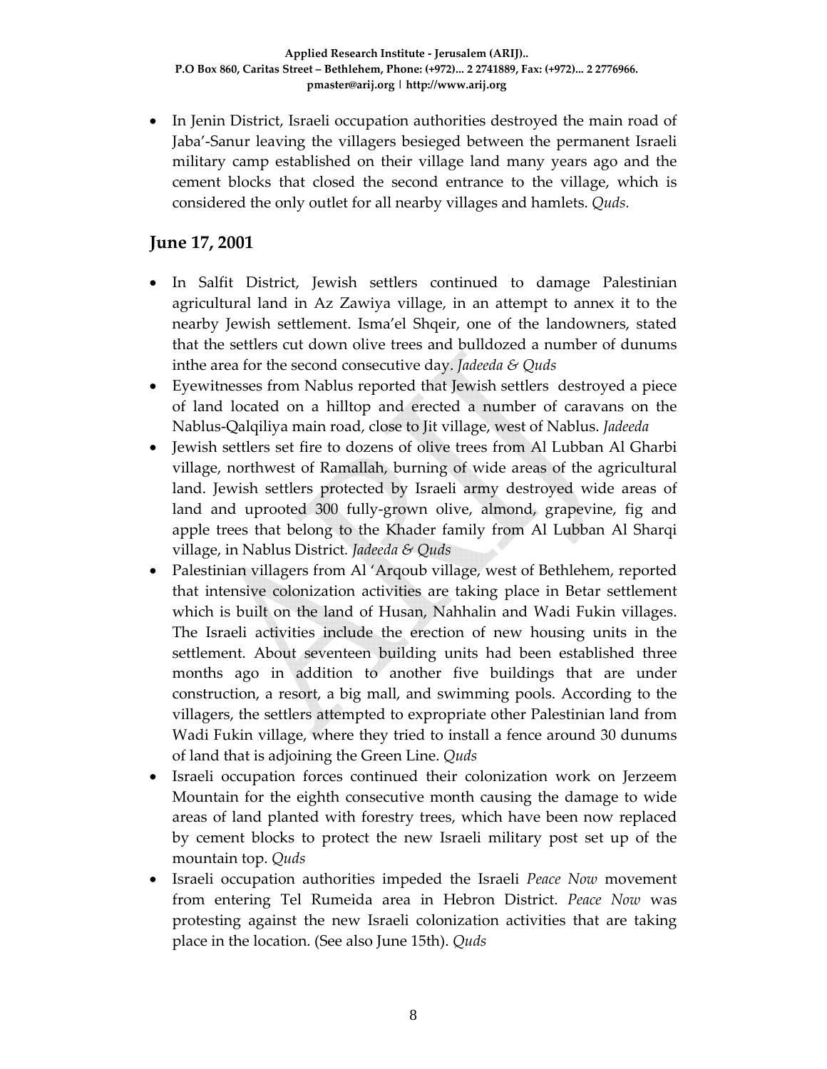- In Jenin District, Israeli occupation authorities destroyed the main road of Jaba'-Sanur leaving the villagers besieged between the permanent Israeli military camp established on their village land many years ago and the cement blocks that closed the second entrance to the village, which is considered the only outlet for all nearby villages and hamlets. *Quds.*

## June 17, 2001

- In Salfit District, Jewish settlers continued to damage Palestinian agricultural land in Az Zawiya village, in an attempt to annex it to the nearby Jewish settlement. Isma'el Shqeir, one of the landowners, stated that the settlers cut down olive trees and bulldozed a number of dunums inthe area for the second consecutive day. *Jadeeda & Quds*
- Eyewitnesses from Nablus reported that Jewish settlers destroyed a piece of land located on a hilltop and erected a number of caravans on the Nablus-Qalqiliya main road, close to Jit village, west of Nablus. *Jadeeda*
- Jewish settlers set fire to dozens of olive trees from Al Lubban Al Gharbi village, northwest of Ramallah, burning of wide areas of the agricultural land. Jewish settlers protected by Israeli army destroyed wide areas of land and uprooted 300 fully-grown olive, almond, grapevine, fig and apple trees that belong to the Khader family from Al Lubban Al Sharqi village, in Nablus District. *Jadeeda & Quds*
- Palestinian villagers from Al 'Arqoub village, west of Bethlehem, reported that intensive colonization activities are taking place in Betar settlement which is built on the land of Husan, Nahhalin and Wadi Fukin villages. The Israeli activities include the erection of new housing units in the settlement. About seventeen building units had been established three months ago in addition to another five buildings that are under construction, a resort, a big mall, and swimming pools. According to the villagers, the settlers attempted to expropriate other Palestinian land from Wadi Fukin village, where they tried to install a fence around 30 dunums of land that is adjoining the Green Line. *Quds*
- Israeli occupation forces continued their colonization work on Jerzeem Mountain for the eighth consecutive month causing the damage to wide areas of land planted with forestry trees, which have been now replaced by cement blocks to protect the new Israeli military post set up of the mountain top. *Quds*
- Israeli occupation authorities impeded the Israeli *Peace Now* movement from entering Tel Rumeida area in Hebron District. *Peace Now* was protesting against the new Israeli colonization activities that are taking place in the location. (See also June 15th). *Quds*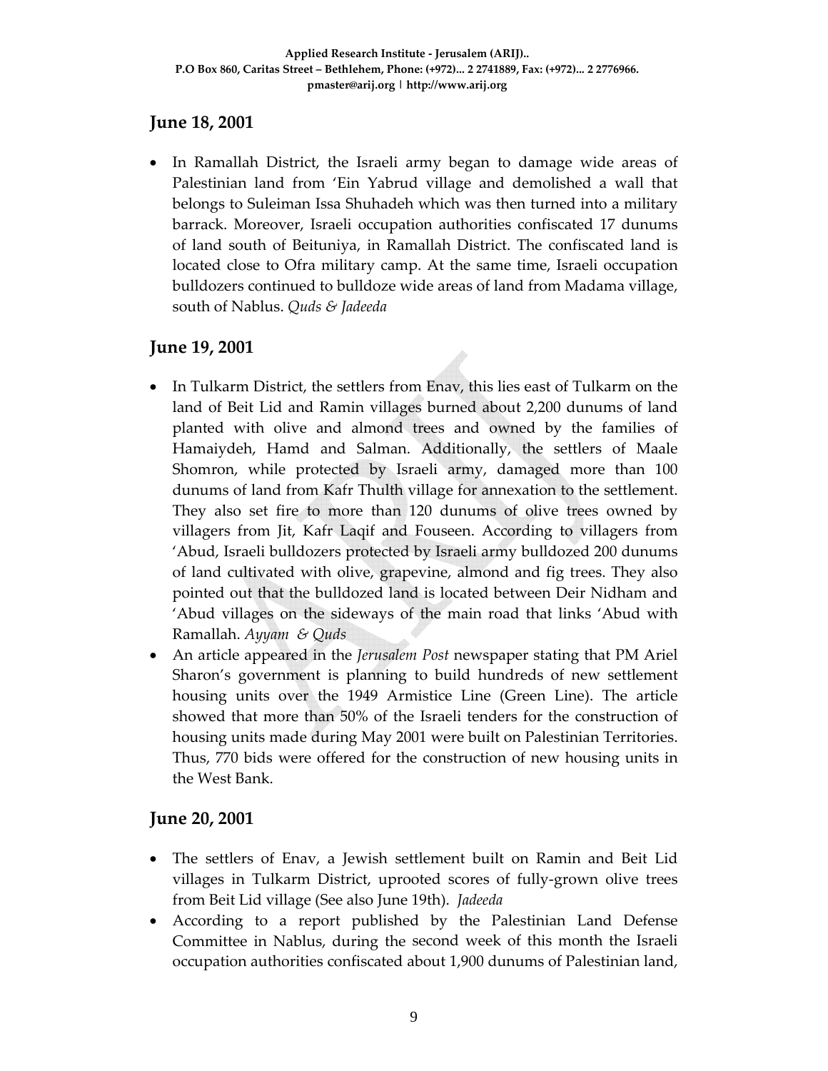## June 18, 2001

- In Ramallah District, the Israeli army began to damage wide areas of Palestinian land from 'Ein Yabrud village and demolished a wall that belongs to Suleiman Issa Shuhadeh which was then turned into a military barrack. Moreover, Israeli occupation authorities confiscated 17 dunums of land south of Beituniya, in Ramallah District. The confiscated land is located close to Ofra military camp. At the same time, Israeli occupation bulldozers continued to bulldoze wide areas of land from Madama village, south of Nablus. *Quds & Jadeeda*

## June 19, 2001

- In Tulkarm District, the settlers from Enav, this lies east of Tulkarm on the land of Beit Lid and Ramin villages burned about 2,200 dunums of land planted with olive and almond trees and owned by the families of Hamaiydeh, Hamd and Salman. Additionally, the settlers of Maale Shomron, while protected by Israeli army, damaged more than 100 dunums of land from Kafr Thulth village for annexation to the settlement. They also set fire to more than 120 dunums of olive trees owned by villagers from Jit, Kafr Laqif and Fouseen. According to villagers from 'Abud, Israeli bulldozers protected by Israeli army bulldozed 200 dunums of land cultivated with olive, grapevine, almond and fig trees. They also pointed out that the bulldozed land is located between Deir Nidham and 'Abud villages on the sideways of the main road that links 'Abud with Ramallah. *Ayyam & Quds*
- An article appeared in the *Jerusalem Post* newspaper stating that PM Ariel Sharon's government is planning to build hundreds of new settlement housing units over the 1949 Armistice Line (Green Line). The article showed that more than 50% of the Israeli tenders for the construction of housing units made during May 2001 were built on Palestinian Territories. Thus, 770 bids were offered for the construction of new housing units in the West Bank.

## June 20, 2001

- The settlers of Enav, a Jewish settlement built on Ramin and Beit Lid villages in Tulkarm District, uprooted scores of fully-grown olive trees from Beit Lid village (See also June 19th). *Jadeeda*
- According to a report published by the Palestinian Land Defense Committee in Nablus, during the second week of this month the Israeli occupation authorities confiscated about 1,900 dunums of Palestinian land,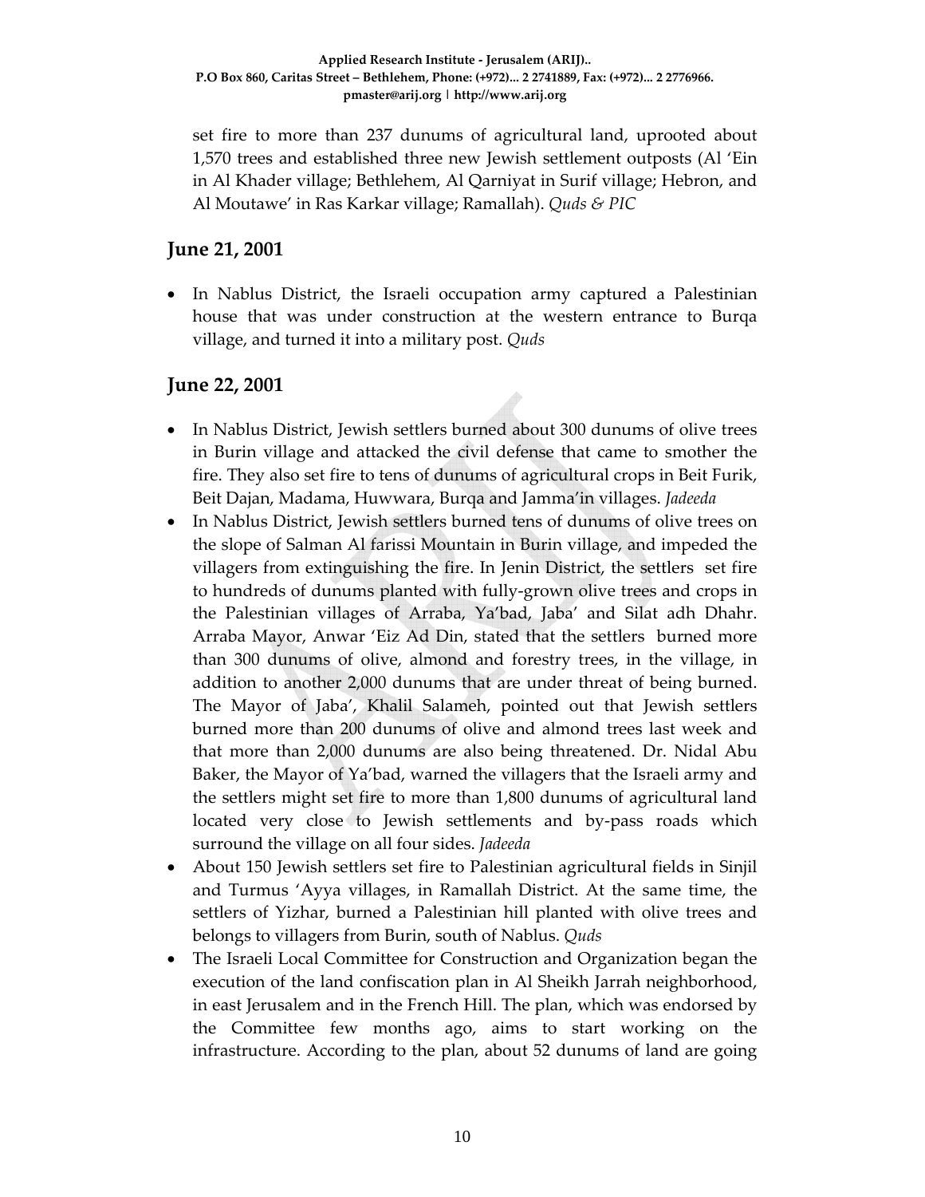set fire to more than 237 dunums of agricultural land, uprooted about 1,570 trees and established three new Jewish settlement outposts (Al 'Ein in Al Khader village; Bethlehem, Al Qarniyat in Surif village; Hebron, and Al Moutawe' in Ras Karkar village; Ramallah). *Quds & PIC*

## June 21, 2001

- In Nablus District, the Israeli occupation army captured a Palestinian house that was under construction at the western entrance to Burqa village, and turned it into a military post. *Quds*

## June 22, 2001

- In Nablus District, Jewish settlers burned about 300 dunums of olive trees in Burin village and attacked the civil defense that came to smother the fire. They also set fire to tens of dunums of agricultural crops in Beit Furik, Beit Dajan, Madama, Huwwara, Burqa and Jamma'in villages. *Jadeeda*
- In Nablus District, Jewish settlers burned tens of dunums of olive trees on the slope of Salman Al farissi Mountain in Burin village, and impeded the villagers from extinguishing the fire. In Jenin District, the settlers set fire to hundreds of dunums planted with fully-grown olive trees and crops in the Palestinian villages of Arraba, Ya'bad, Jaba' and Silat adh Dhahr. Arraba Mayor, Anwar 'Eiz Ad Din, stated that the settlers burned more than 300 dunums of olive, almond and forestry trees, in the village, in addition to another 2,000 dunums that are under threat of being burned. The Mayor of Jaba', Khalil Salameh, pointed out that Jewish settlers burned more than 200 dunums of olive and almond trees last week and that more than 2,000 dunums are also being threatened. Dr. Nidal Abu Baker, the Mayor of Ya'bad, warned the villagers that the Israeli army and the settlers might set fire to more than 1,800 dunums of agricultural land located very close to Jewish settlements and by-pass roads which surround the village on all four sides. *Jadeeda*
- About 150 Jewish settlers set fire to Palestinian agricultural fields in Sinjil and Turmus 'Ayya villages, in Ramallah District. At the same time, the settlers of Yizhar, burned a Palestinian hill planted with olive trees and belongs to villagers from Burin, south of Nablus. *Quds*
- The Israeli Local Committee for Construction and Organization began the execution of the land confiscation plan in Al Sheikh Jarrah neighborhood, in east Jerusalem and in the French Hill. The plan, which was endorsed by the Committee few months ago, aims to start working on the infrastructure. According to the plan, about 52 dunums of land are going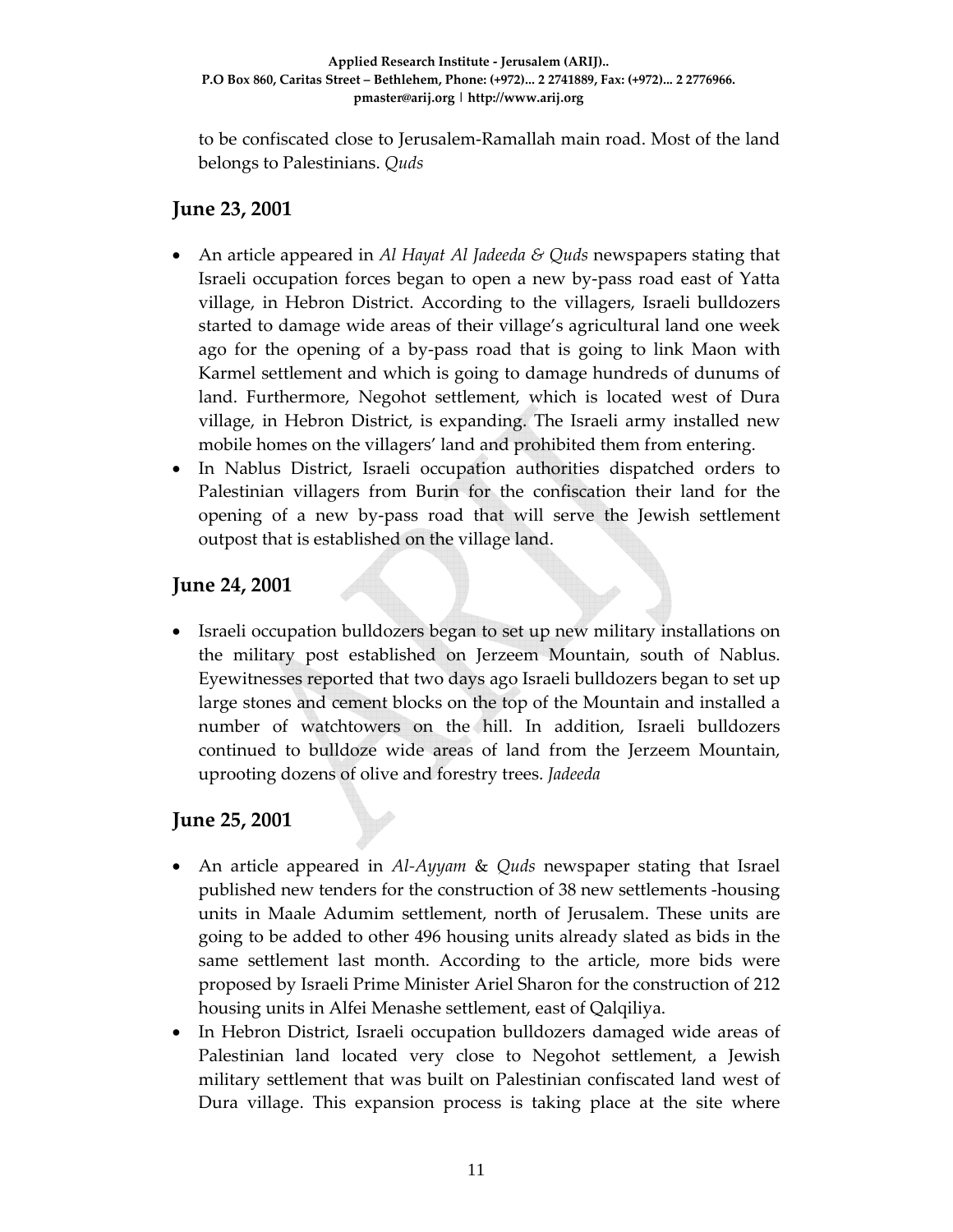to be confiscated close to Jerusalem-Ramallah main road. Most of the land belongs to Palestinians. *Quds*

## June 23, 2001

- An article appeared in *Al Hayat Al Jadeeda & Quds* newspapers stating that Israeli occupation forces began to open a new by-pass road east of Yatta village, in Hebron District. According to the villagers, Israeli bulldozers started to damage wide areas of their village's agricultural land one week ago for the opening of a by-pass road that is going to link Maon with Karmel settlement and which is going to damage hundreds of dunums of land. Furthermore, Negohot settlement, which is located west of Dura village, in Hebron District, is expanding. The Israeli army installed new mobile homes on the villagers' land and prohibited them from entering.
- In Nablus District, Israeli occupation authorities dispatched orders to Palestinian villagers from Burin for the confiscation their land for the opening of a new by-pass road that will serve the Jewish settlement outpost that is established on the village land.

## June 24, 2001

- Israeli occupation bulldozers began to set up new military installations on the military post established on Jerzeem Mountain, south of Nablus. Eyewitnesses reported that two days ago Israeli bulldozers began to set up large stones and cement blocks on the top of the Mountain and installed a number of watchtowers on the hill. In addition, Israeli bulldozers continued to bulldoze wide areas of land from the Jerzeem Mountain, uprooting dozens of olive and forestry trees. *Jadeeda*

## June 25, 2001

- An article appeared in *Al-Ayyam* & *Quds* newspaper stating that Israel published new tenders for the construction of 38 new settlements -housing units in Maale Adumim settlement, north of Jerusalem. These units are going to be added to other 496 housing units already slated as bids in the same settlement last month. According to the article, more bids were proposed by Israeli Prime Minister Ariel Sharon for the construction of 212 housing units in Alfei Menashe settlement, east of Qalqiliya.
- In Hebron District, Israeli occupation bulldozers damaged wide areas of Palestinian land located very close to Negohot settlement, a Jewish military settlement that was built on Palestinian confiscated land west of Dura village. This expansion process is taking place at the site where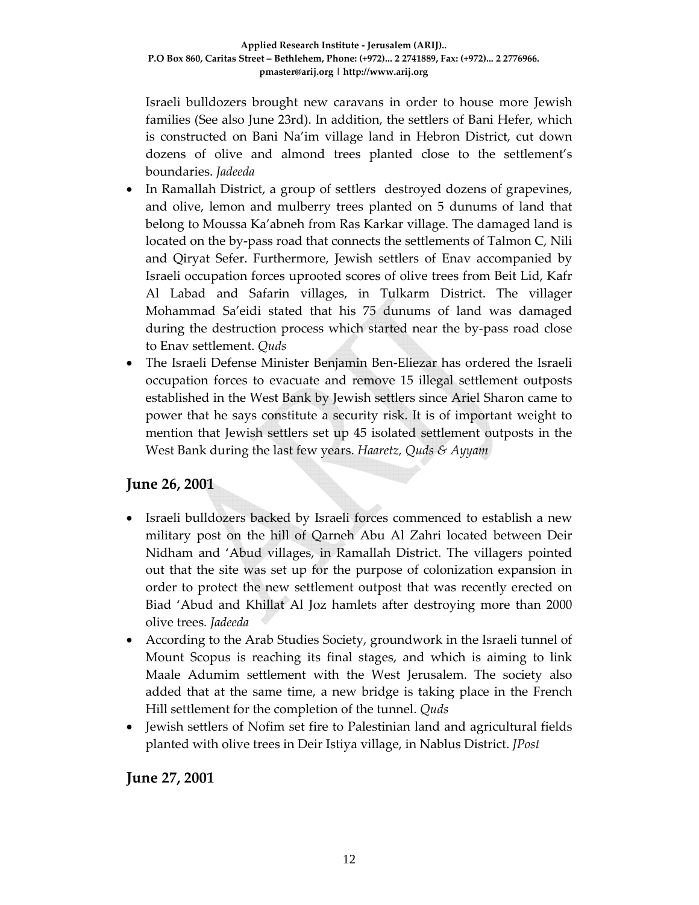Israeli bulldozers brought new caravans in order to house more Jewish families (See also June 23rd). In addition, the settlers of Bani Hefer, which is constructed on Bani Na'im village land in Hebron District, cut down dozens of olive and almond trees planted close to the settlement's boundaries. *Jadeeda*

- In Ramallah District, a group of settlers destroyed dozens of grapevines, and olive, lemon and mulberry trees planted on 5 dunums of land that belong to Moussa Ka'abneh from Ras Karkar village. The damaged land is located on the by-pass road that connects the settlements of Talmon C, Nili and Qiryat Sefer. Furthermore, Jewish settlers of Enav accompanied by Israeli occupation forces uprooted scores of olive trees from Beit Lid, Kafr Al Labad and Safarin villages, in Tulkarm District. The villager Mohammad Sa'eidi stated that his 75 dunums of land was damaged during the destruction process which started near the by-pass road close to Enav settlement. *Quds*
- The Israeli Defense Minister Benjamin Ben-Eliezar has ordered the Israeli occupation forces to evacuate and remove 15 illegal settlement outposts established in the West Bank by Jewish settlers since Ariel Sharon came to power that he says constitute a security risk. It is of important weight to mention that Jewish settlers set up 45 isolated settlement outposts in the West Bank during the last few years. *Haaretz, Quds & Ayyam*

## June 26, 2001

- Israeli bulldozers backed by Israeli forces commenced to establish a new military post on the hill of Qarneh Abu Al Zahri located between Deir Nidham and 'Abud villages, in Ramallah District. The villagers pointed out that the site was set up for the purpose of colonization expansion in order to protect the new settlement outpost that was recently erected on Biad 'Abud and Khillat Al Joz hamlets after destroying more than 2000 olive trees. *Jadeeda*
- According to the Arab Studies Society, groundwork in the Israeli tunnel of Mount Scopus is reaching its final stages, and which is aiming to link Maale Adumim settlement with the West Jerusalem. The society also added that at the same time, a new bridge is taking place in the French Hill settlement for the completion of the tunnel. *Quds*
- Jewish settlers of Nofim set fire to Palestinian land and agricultural fields planted with olive trees in Deir Istiya village, in Nablus District. *JPost*

## June 27, 2001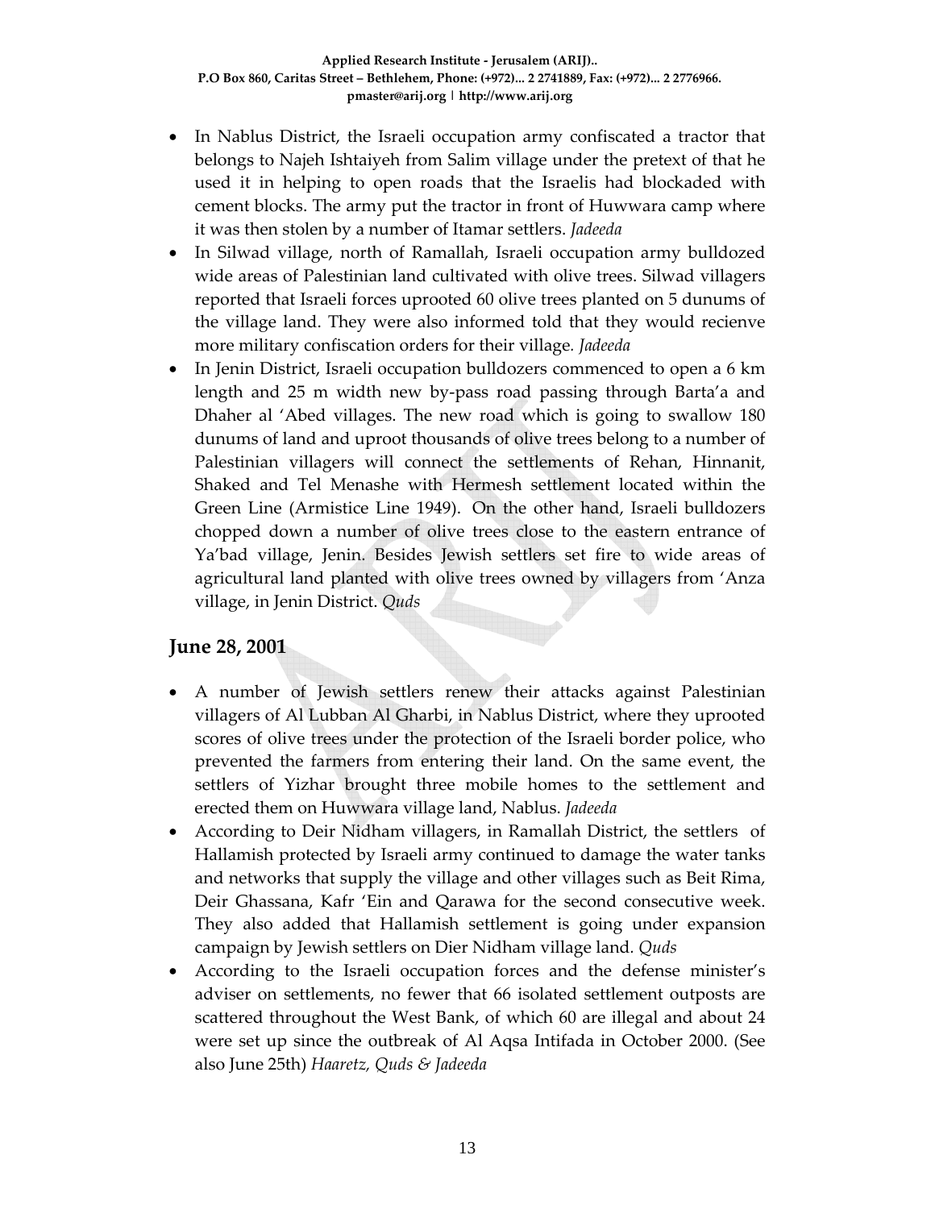- In Nablus District, the Israeli occupation army confiscated a tractor that belongs to Najeh Ishtaiyeh from Salim village under the pretext of that he used it in helping to open roads that the Israelis had blockaded with cement blocks. The army put the tractor in front of Huwwara camp where it was then stolen by a number of Itamar settlers. *Jadeeda*
- In Silwad village, north of Ramallah, Israeli occupation army bulldozed wide areas of Palestinian land cultivated with olive trees. Silwad villagers reported that Israeli forces uprooted 60 olive trees planted on 5 dunums of the village land. They were also informed told that they would recienve more military confiscation orders for their village. *Jadeeda*
- In Jenin District, Israeli occupation bulldozers commenced to open a 6 km length and 25 m width new by-pass road passing through Barta'a and Dhaher al 'Abed villages. The new road which is going to swallow 180 dunums of land and uproot thousands of olive trees belong to a number of Palestinian villagers will connect the settlements of Rehan, Hinnanit, Shaked and Tel Menashe with Hermesh settlement located within the Green Line (Armistice Line 1949). On the other hand, Israeli bulldozers chopped down a number of olive trees close to the eastern entrance of Ya'bad village, Jenin. Besides Jewish settlers set fire to wide areas of agricultural land planted with olive trees owned by villagers from 'Anza village, in Jenin District. *Quds*

## June 28, 2001

- A number of Jewish settlers renew their attacks against Palestinian villagers of Al Lubban Al Gharbi, in Nablus District, where they uprooted scores of olive trees under the protection of the Israeli border police, who prevented the farmers from entering their land. On the same event, the settlers of Yizhar brought three mobile homes to the settlement and erected them on Huwwara village land, Nablus. *Jadeeda*
- According to Deir Nidham villagers, in Ramallah District, the settlers of Hallamish protected by Israeli army continued to damage the water tanks and networks that supply the village and other villages such as Beit Rima, Deir Ghassana, Kafr 'Ein and Qarawa for the second consecutive week. They also added that Hallamish settlement is going under expansion campaign by Jewish settlers on Dier Nidham village land. *Quds*
- According to the Israeli occupation forces and the defense minister's adviser on settlements, no fewer that 66 isolated settlement outposts are scattered throughout the West Bank, of which 60 are illegal and about 24 were set up since the outbreak of Al Aqsa Intifada in October 2000. (See also June 25th) *Haaretz, Quds & Jadeeda*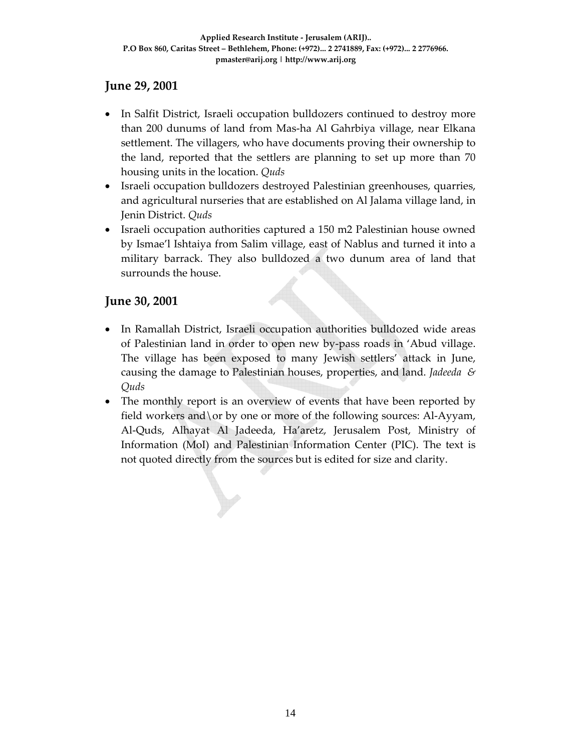## June 29, 2001

- In Salfit District, Israeli occupation bulldozers continued to destroy more than 200 dunums of land from Mas-ha Al Gahrbiya village, near Elkana settlement. The villagers, who have documents proving their ownership to the land, reported that the settlers are planning to set up more than 70 housing units in the location. *Quds*
- Israeli occupation bulldozers destroyed Palestinian greenhouses, quarries, and agricultural nurseries that are established on Al Jalama village land, in Jenin District. *Quds*
- Israeli occupation authorities captured a 150 m2 Palestinian house owned by Ismae'l Ishtaiya from Salim village, east of Nablus and turned it into a military barrack. They also bulldozed a two dunum area of land that surrounds the house.

## June 30, 2001

- In Ramallah District, Israeli occupation authorities bulldozed wide areas of Palestinian land in order to open new by-pass roads in 'Abud village. The village has been exposed to many Jewish settlers' attack in June, causing the damage to Palestinian houses, properties, and land. *Jadeeda & Quds*
- The monthly report is an overview of events that have been reported by field workers and\or by one or more of the following sources: Al-Ayyam, Al-Quds, Alhayat Al Jadeeda, Ha'aretz, Jerusalem Post, Ministry of Information (MoI) and Palestinian Information Center (PIC). The text is not quoted directly from the sources but is edited for size and clarity.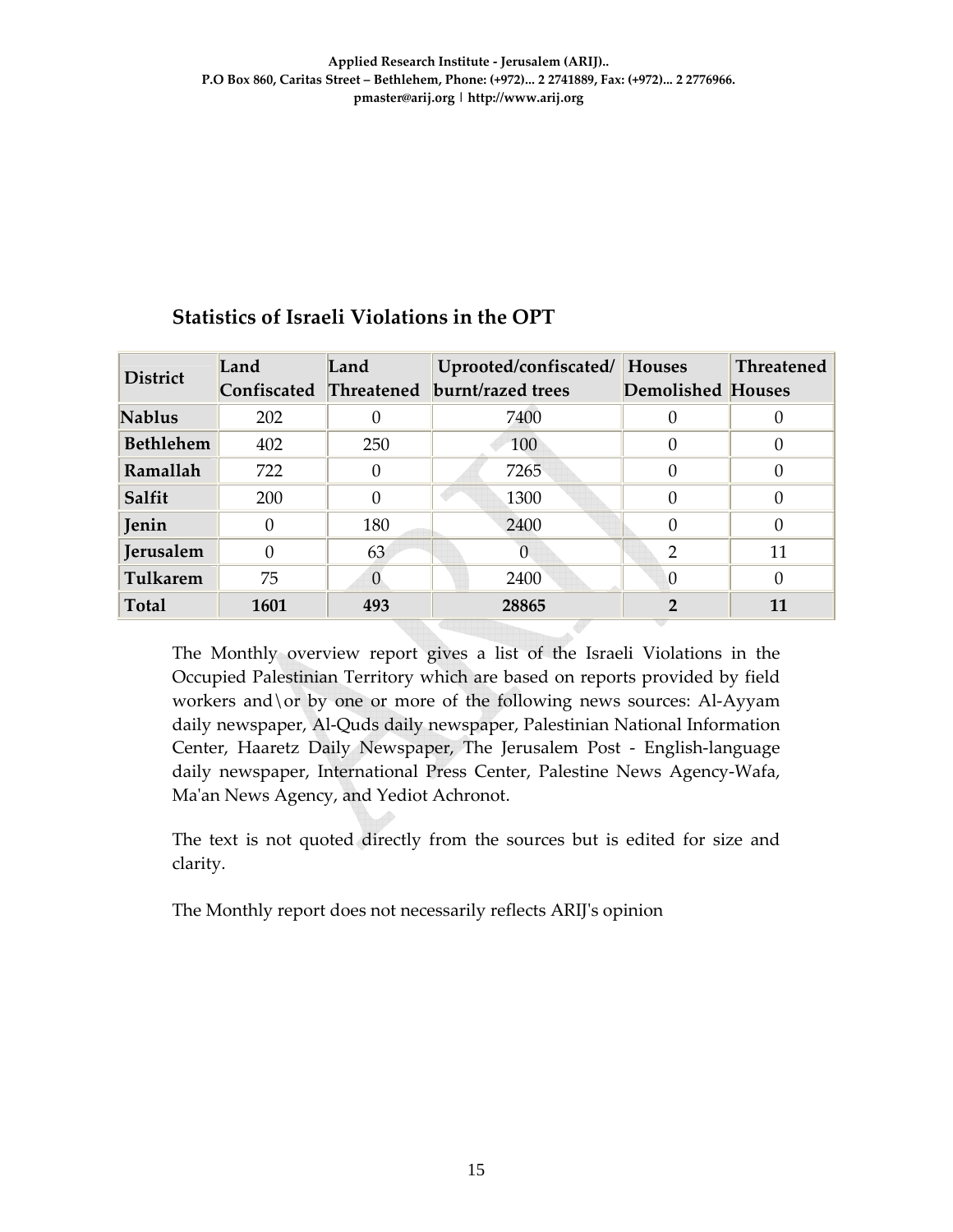## Statistics of Israeli Violations in the OPT

| District | Land Confiscated | Land Threatened | Uprooted/confiscated/ burnt/razed trees | Houses Demolished | Threatened Houses |
|---|---|---|---|---|---|
| Nablus | 202 | 0 | 7400 | 0 | 0 |
| Bethlehem | 402 | 250 | 100 | 0 | 0 |
| Ramallah | 722 | 0 | 7265 | 0 | 0 |
| Salfit | 200 | 0 | 1300 | 0 | 0 |
| Jenin | 0 | 180 | 2400 | 0 | 0 |
| Jerusalem | 0 | 63 | 0 | 2 | 11 |
| Tulkarem | 75 | 0 | 2400 | 0 | 0 |
| **Total** | **1601** | **493** | **28865** | **2** | **11** |

The Monthly overview report gives a list of the Israeli Violations in the Occupied Palestinian Territory which are based on reports provided by field workers and\or by one or more of the following news sources: Al-Ayyam daily newspaper, Al-Quds daily newspaper, Palestinian National Information Center, Haaretz Daily Newspaper, The Jerusalem Post - English-language daily newspaper, International Press Center, Palestine News Agency-Wafa, Ma'an News Agency, and Yediot Achronot.

The text is not quoted directly from the sources but is edited for size and clarity.

The Monthly report does not necessarily reflects ARIJ's opinion